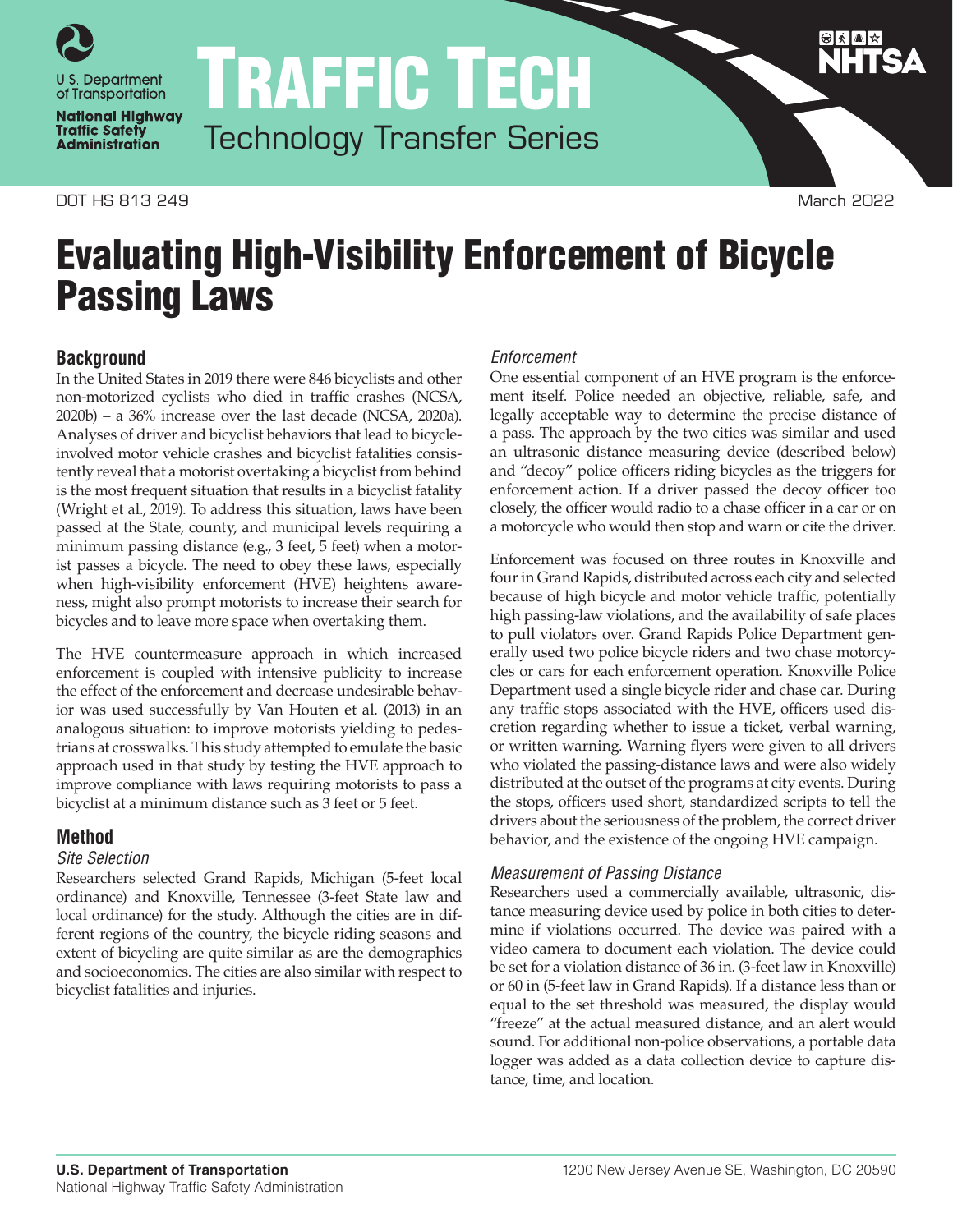# Evaluating High-Visibility Enforcement of Bicycle Passing Laws

## Background

In the United States in 2019 there were 846 bicyclists and other non-motorized cyclists who died in traffic crashes (NCSA, 2020b) – a 36% increase over the last decade (NCSA, 2020a). Analyses of driver and bicyclist behaviors that lead to bicycle-involved motor vehicle crashes and bicyclist fatalities consistently reveal that a motorist overtaking a bicyclist from behind is the most frequent situation that results in a bicyclist fatality (Wright et al., 2019). To address this situation, laws have been passed at the State, county, and municipal levels requiring a minimum passing distance (e.g., 3 feet, 5 feet) when a motorist passes a bicycle. The need to obey these laws, especially when high-visibility enforcement (HVE) heightens awareness, might also prompt motorists to increase their search for bicycles and to leave more space when overtaking them.

The HVE countermeasure approach in which increased enforcement is coupled with intensive publicity to increase the effect of the enforcement and decrease undesirable behavior was used successfully by Van Houten et al. (2013) in an analogous situation: to improve motorists yielding to pedestrians at crosswalks. This study attempted to emulate the basic approach used in that study by testing the HVE approach to improve compliance with laws requiring motorists to pass a bicyclist at a minimum distance such as 3 feet or 5 feet.

## Method

### *Site Selection*

Researchers selected Grand Rapids, Michigan (5-feet local ordinance) and Knoxville, Tennessee (3-feet State law and local ordinance) for the study. Although the cities are in different regions of the country, the bicycle riding seasons and extent of bicycling are quite similar as are the demographics and socioeconomics. The cities are also similar with respect to bicyclist fatalities and injuries.

### *Enforcement*

One essential component of an HVE program is the enforcement itself. Police needed an objective, reliable, safe, and legally acceptable way to determine the precise distance of a pass. The approach by the two cities was similar and used an ultrasonic distance measuring device (described below) and "decoy" police officers riding bicycles as the triggers for enforcement action. If a driver passed the decoy officer too closely, the officer would radio to a chase officer in a car or on a motorcycle who would then stop and warn or cite the driver.

Enforcement was focused on three routes in Knoxville and four in Grand Rapids, distributed across each city and selected because of high bicycle and motor vehicle traffic, potentially high passing-law violations, and the availability of safe places to pull violators over. Grand Rapids Police Department generally used two police bicycle riders and two chase motorcycles or cars for each enforcement operation. Knoxville Police Department used a single bicycle rider and chase car. During any traffic stops associated with the HVE, officers used discretion regarding whether to issue a ticket, verbal warning, or written warning. Warning flyers were given to all drivers who violated the passing-distance laws and were also widely distributed at the outset of the programs at city events. During the stops, officers used short, standardized scripts to tell the drivers about the seriousness of the problem, the correct driver behavior, and the existence of the ongoing HVE campaign.

### *Measurement of Passing Distance*

Researchers used a commercially available, ultrasonic, distance measuring device used by police in both cities to determine if violations occurred. The device was paired with a video camera to document each violation. The device could be set for a violation distance of 36 in. (3-feet law in Knoxville) or 60 in (5-feet law in Grand Rapids). If a distance less than or equal to the set threshold was measured, the display would "freeze" at the actual measured distance, and an alert would sound. For additional non-police observations, a portable data logger was added as a data collection device to capture distance, time, and location.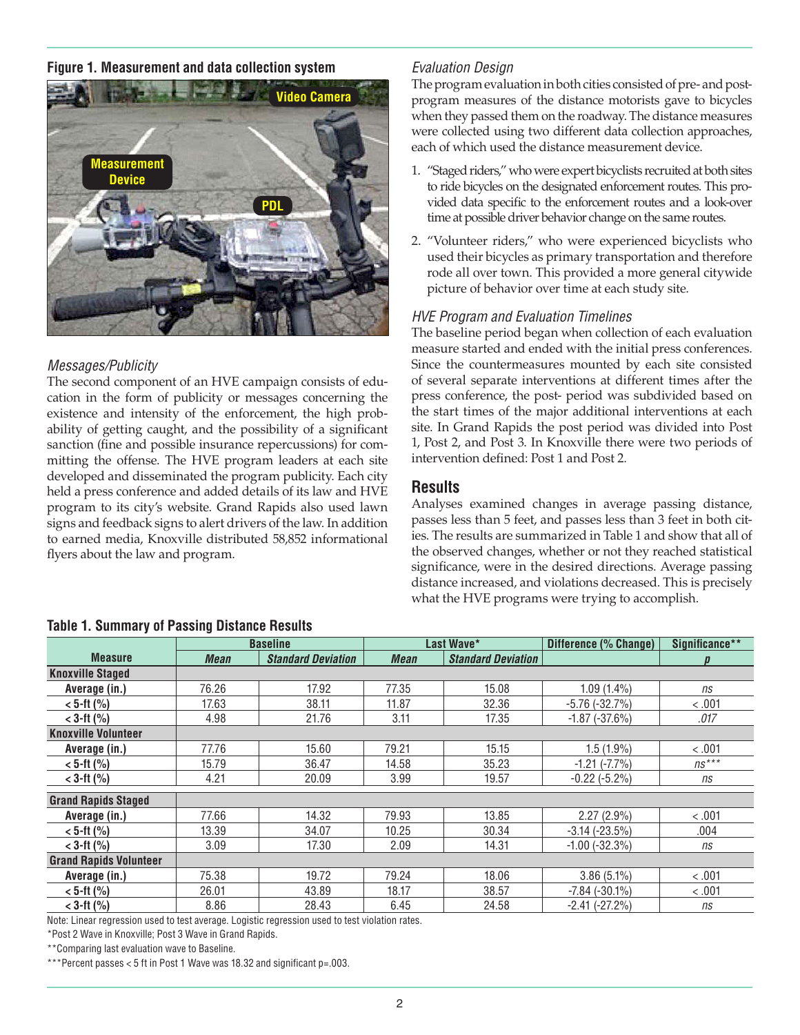**Figure 1. Measurement and data collection system**

*Messages/Publicity*

The second component of an HVE campaign consists of education in the form of publicity or messages concerning the existence and intensity of the enforcement, the high probability of getting caught, and the possibility of a significant sanction (fine and possible insurance repercussions) for committing the offense. The HVE program leaders at each site developed and disseminated the program publicity. Each city held a press conference and added details of its law and HVE program to its city's website. Grand Rapids also used lawn signs and feedback signs to alert drivers of the law. In addition to earned media, Knoxville distributed 58,852 informational flyers about the law and program.

*Evaluation Design*

The program evaluation in both cities consisted of pre- and post-program measures of the distance motorists gave to bicycles when they passed them on the roadway. The distance measures were collected using two different data collection approaches, each of which used the distance measurement device.

1. "Staged riders," who were expert bicyclists recruited at both sites to ride bicycles on the designated enforcement routes. This provided data specific to the enforcement routes and a look-over time at possible driver behavior change on the same routes.
2. "Volunteer riders," who were experienced bicyclists who used their bicycles as primary transportation and therefore rode all over town. This provided a more general citywide picture of behavior over time at each study site.

*HVE Program and Evaluation Timelines*

The baseline period began when collection of each evaluation measure started and ended with the initial press conferences. Since the countermeasures mounted by each site consisted of several separate interventions at different times after the press conference, the post- period was subdivided based on the start times of the major additional interventions at each site. In Grand Rapids the post period was divided into Post 1, Post 2, and Post 3. In Knoxville there were two periods of intervention defined: Post 1 and Post 2.

## Results

Analyses examined changes in average passing distance, passes less than 5 feet, and passes less than 3 feet in both cities. The results are summarized in Table 1 and show that all of the observed changes, whether or not they reached statistical significance, were in the desired directions. Average passing distance increased, and violations decreased. This is precisely what the HVE programs were trying to accomplish.

**Table 1. Summary of Passing Distance Results**

| Measure | Baseline | | Last Wave* | | Difference (% Change) | Significance** |
|---|---|---|---|---|---|---|
| | *Mean* | *Standard Deviation* | *Mean* | *Standard Deviation* | | *p* |
| **Knoxville Staged** | | | | | | |
| Average (in.) | 76.26 | 17.92 | 77.35 | 15.08 | 1.09 (1.4%) | *ns* |
| < 5-ft (%) | 17.63 | 38.11 | 11.87 | 32.36 | -5.76 (-32.7%) | < .001 |
| < 3-ft (%) | 4.98 | 21.76 | 3.11 | 17.35 | -1.87 (-37.6%) | *.017* |
| **Knoxville Volunteer** | | | | | | |
| Average (in.) | 77.76 | 15.60 | 79.21 | 15.15 | 1.5 (1.9%) | < .001 |
| < 5-ft (%) | 15.79 | 36.47 | 14.58 | 35.23 | -1.21 (-7.7%) | *ns**** |
| < 3-ft (%) | 4.21 | 20.09 | 3.99 | 19.57 | -0.22 (-5.2%) | *ns* |
| **Grand Rapids Staged** | | | | | | |
| Average (in.) | 77.66 | 14.32 | 79.93 | 13.85 | 2.27 (2.9%) | < .001 |
| < 5-ft (%) | 13.39 | 34.07 | 10.25 | 30.34 | -3.14 (-23.5%) | .004 |
| < 3-ft (%) | 3.09 | 17.30 | 2.09 | 14.31 | -1.00 (-32.3%) | *ns* |
| **Grand Rapids Volunteer** | | | | | | |
| Average (in.) | 75.38 | 19.72 | 79.24 | 18.06 | 3.86 (5.1%) | < .001 |
| < 5-ft (%) | 26.01 | 43.89 | 18.17 | 38.57 | -7.84 (-30.1%) | < .001 |
| < 3-ft (%) | 8.86 | 28.43 | 6.45 | 24.58 | -2.41 (-27.2%) | *ns* |

Note: Linear regression used to test average. Logistic regression used to test violation rates.

*Post 2 Wave in Knoxville; Post 3 Wave in Grand Rapids.

**Comparing last evaluation wave to Baseline.

***Percent passes < 5 ft in Post 1 Wave was 18.32 and significant p=.003.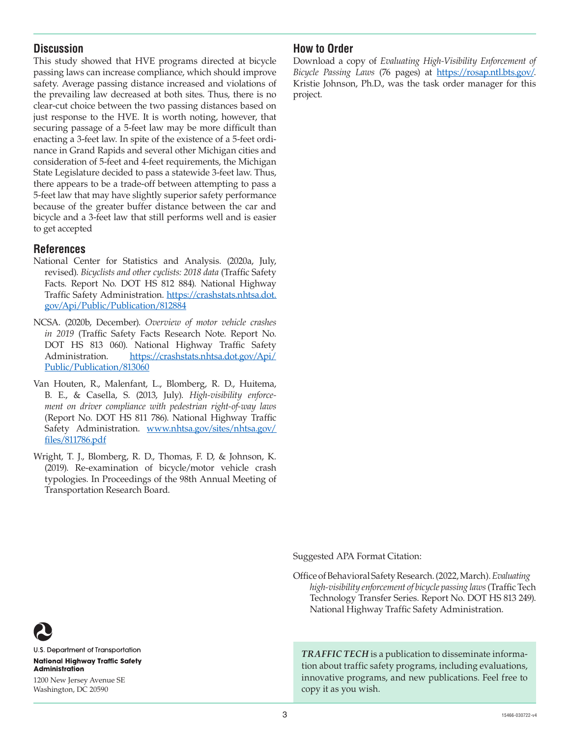## Discussion

This study showed that HVE programs directed at bicycle passing laws can increase compliance, which should improve safety. Average passing distance increased and violations of the prevailing law decreased at both sites. Thus, there is no clear-cut choice between the two passing distances based on just response to the HVE. It is worth noting, however, that securing passage of a 5-feet law may be more difficult than enacting a 3-feet law. In spite of the existence of a 5-feet ordinance in Grand Rapids and several other Michigan cities and consideration of 5-feet and 4-feet requirements, the Michigan State Legislature decided to pass a statewide 3-feet law. Thus, there appears to be a trade-off between attempting to pass a 5-feet law that may have slightly superior safety performance because of the greater buffer distance between the car and bicycle and a 3-feet law that still performs well and is easier to get accepted

## References

National Center for Statistics and Analysis. (2020a, July, revised). *Bicyclists and other cyclists: 2018 data* (Traffic Safety Facts. Report No. DOT HS 812 884). National Highway Traffic Safety Administration. https://crashstats.nhtsa.dot.gov/Api/Public/Publication/812884

NCSA. (2020b, December). *Overview of motor vehicle crashes in 2019* (Traffic Safety Facts Research Note. Report No. DOT HS 813 060). National Highway Traffic Safety Administration. https://crashstats.nhtsa.dot.gov/Api/Public/Publication/813060

Van Houten, R., Malenfant, L., Blomberg, R. D., Huitema, B. E., & Casella, S. (2013, July). *High-visibility enforcement on driver compliance with pedestrian right-of-way laws* (Report No. DOT HS 811 786). National Highway Traffic Safety Administration. www.nhtsa.gov/sites/nhtsa.gov/files/811786.pdf

Wright, T. J., Blomberg, R. D., Thomas, F. D, & Johnson, K. (2019). Re-examination of bicycle/motor vehicle crash typologies. In Proceedings of the 98th Annual Meeting of Transportation Research Board.

## How to Order

Download a copy of *Evaluating High-Visibility Enforcement of Bicycle Passing Laws* (76 pages) at https://rosap.ntl.bts.gov/. Kristie Johnson, Ph.D., was the task order manager for this project.

Suggested APA Format Citation:

Office of Behavioral Safety Research. (2022, March). *Evaluating high-visibility enforcement of bicycle passing laws* (Traffic Tech Technology Transfer Series. Report No. DOT HS 813 249). National Highway Traffic Safety Administration.

U.S. Department of Transportation
**National Highway Traffic Safety Administration**
1200 New Jersey Avenue SE
Washington, DC 20590

***TRAFFIC TECH*** is a publication to disseminate information about traffic safety programs, including evaluations, innovative programs, and new publications. Feel free to copy it as you wish.

15466-030722-v4